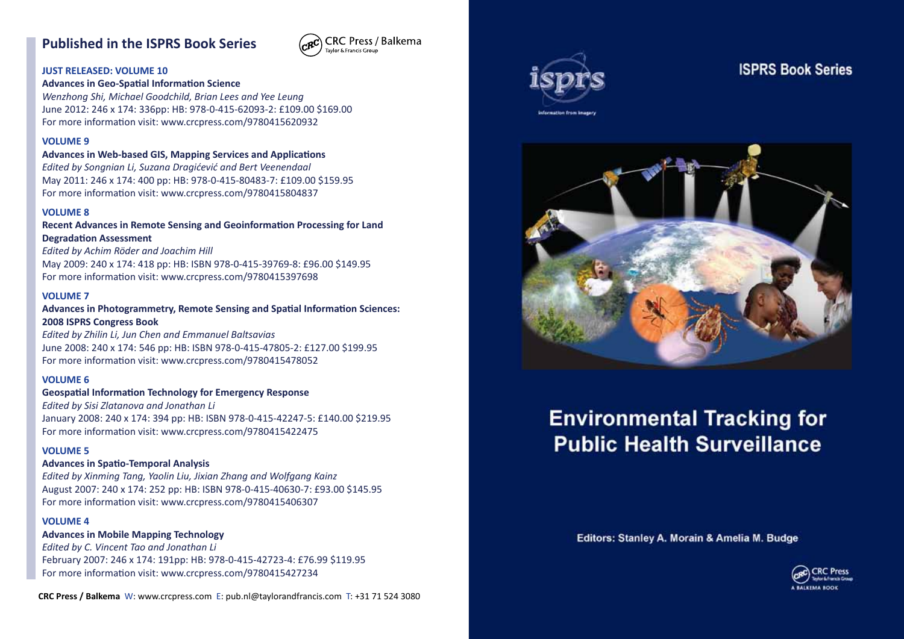## Published in the ISPRS Book Series

CRC Press / Balkema
Taylor & Francis Group

**JUST RELEASED: VOLUME 10**

**Advances in Geo-Spatial Information Science**
*Wenzhong Shi, Michael Goodchild, Brian Lees and Yee Leung*
June 2012: 246 x 174: 336pp: HB: 978-0-415-62093-2: £109.00 $169.00
For more information visit: www.crcpress.com/9780415620932

**VOLUME 9**

**Advances in Web-based GIS, Mapping Services and Applications**
*Edited by Songnian Li, Suzana Dragićević and Bert Veenendaal*
May 2011: 246 x 174: 400 pp: HB: 978-0-415-80483-7: £109.00 $159.95
For more information visit: www.crcpress.com/9780415804837

**VOLUME 8**

**Recent Advances in Remote Sensing and Geoinformation Processing for Land Degradation Assessment**
*Edited by Achim Röder and Joachim Hill*
May 2009: 240 x 174: 418 pp: HB: ISBN 978-0-415-39769-8: £96.00 $149.95
For more information visit: www.crcpress.com/9780415397698

**VOLUME 7**

**Advances in Photogrammetry, Remote Sensing and Spatial Information Sciences: 2008 ISPRS Congress Book**
*Edited by Zhilin Li, Jun Chen and Emmanuel Baltsavias*
June 2008: 240 x 174: 546 pp: HB: ISBN 978-0-415-47805-2: £127.00 $199.95
For more information visit: www.crcpress.com/9780415478052

**VOLUME 6**

**Geospatial Information Technology for Emergency Response**
*Edited by Sisi Zlatanova and Jonathan Li*
January 2008: 240 x 174: 394 pp: HB: ISBN 978-0-415-42247-5: £140.00 $219.95
For more information visit: www.crcpress.com/9780415422475

**VOLUME 5**

**Advances in Spatio-Temporal Analysis**
*Edited by Xinming Tang, Yaolin Liu, Jixian Zhang and Wolfgang Kainz*
August 2007: 240 x 174: 252 pp: HB: ISBN 978-0-415-40630-7: £93.00 $145.95
For more information visit: www.crcpress.com/9780415406307

**VOLUME 4**

**Advances in Mobile Mapping Technology**
*Edited by C. Vincent Tao and Jonathan Li*
February 2007: 246 x 174: 191pp: HB: 978-0-415-42723-4: £76.99 $119.95
For more information visit: www.crcpress.com/9780415427234

**CRC Press / Balkema** W: www.crcpress.com E: pub.nl@taylorandfrancis.com T: +31 71 524 3080

isprs
Information from imagery

ISPRS Book Series

# Environmental Tracking for Public Health Surveillance

Editors: Stanley A. Morain & Amelia M. Budge

CRC Press
Taylor & Francis Group
A BALKEMA BOOK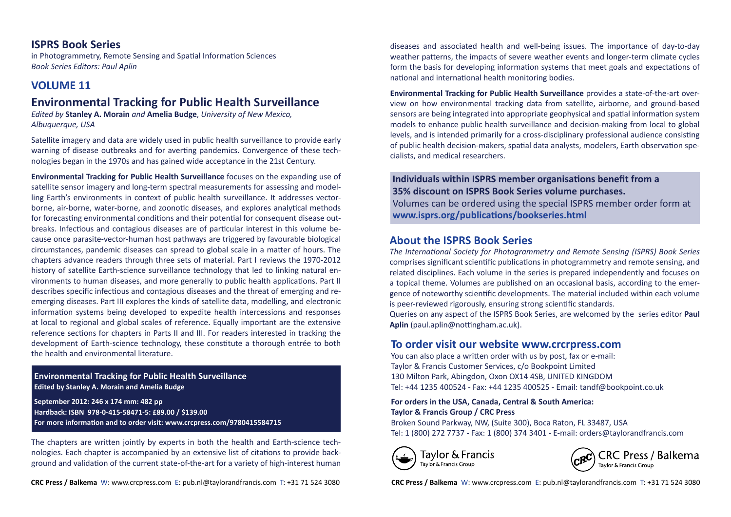## ISPRS Book Series

in Photogrammetry, Remote Sensing and Spatial Information Sciences
*Book Series Editors: Paul Aplin*

## VOLUME 11

# Environmental Tracking for Public Health Surveillance

*Edited by* **Stanley A. Morain** *and* **Amelia Budge**, *University of New Mexico, Albuquerque, USA*

Satellite imagery and data are widely used in public health surveillance to provide early warning of disease outbreaks and for averting pandemics. Convergence of these technologies began in the 1970s and has gained wide acceptance in the 21st Century.

**Environmental Tracking for Public Health Surveillance** focuses on the expanding use of satellite sensor imagery and long-term spectral measurements for assessing and modelling Earth's environments in context of public health surveillance. It addresses vector-borne, air-borne, water-borne, and zoonotic diseases, and explores analytical methods for forecasting environmental conditions and their potential for consequent disease outbreaks. Infectious and contagious diseases are of particular interest in this volume because once parasite-vector-human host pathways are triggered by favourable biological circumstances, pandemic diseases can spread to global scale in a matter of hours. The chapters advance readers through three sets of material. Part I reviews the 1970-2012 history of satellite Earth-science surveillance technology that led to linking natural environments to human diseases, and more generally to public health applications. Part II describes specific infectious and contagious diseases and the threat of emerging and re-emerging diseases. Part III explores the kinds of satellite data, modelling, and electronic information systems being developed to expedite health intercessions and responses at local to regional and global scales of reference. Equally important are the extensive reference sections for chapters in Parts II and III. For readers interested in tracking the development of Earth-science technology, these constitute a thorough entrée to both the health and environmental literature.

**Environmental Tracking for Public Health Surveillance**
**Edited by Stanley A. Morain and Amelia Budge**

**September 2012: 246 x 174 mm: 482 pp**
**Hardback: ISBN 978-0-415-58471-5: £89.00 / $139.00**
**For more information and to order visit: www.crcpress.com/9780415584715**

The chapters are written jointly by experts in both the health and Earth-science technologies. Each chapter is accompanied by an extensive list of citations to provide background and validation of the current state-of-the-art for a variety of high-interest human diseases and associated health and well-being issues. The importance of day-to-day weather patterns, the impacts of severe weather events and longer-term climate cycles form the basis for developing information systems that meet goals and expectations of national and international health monitoring bodies.

**Environmental Tracking for Public Health Surveillance** provides a state-of-the-art overview on how environmental tracking data from satellite, airborne, and ground-based sensors are being integrated into appropriate geophysical and spatial information system models to enhance public health surveillance and decision-making from local to global levels, and is intended primarily for a cross-disciplinary professional audience consisting of public health decision-makers, spatial data analysts, modelers, Earth observation specialists, and medical researchers.

**Individuals within ISPRS member organisations benefit from a 35% discount on ISPRS Book Series volume purchases.**
Volumes can be ordered using the special ISPRS member order form at **www.isprs.org/publications/bookseries.html**

## About the ISPRS Book Series

*The International Society for Photogrammetry and Remote Sensing (ISPRS) Book Series* comprises significant scientific publications in photogrammetry and remote sensing, and related disciplines. Each volume in the series is prepared independently and focuses on a topical theme. Volumes are published on an occasional basis, according to the emergence of noteworthy scientific developments. The material included within each volume is peer-reviewed rigorously, ensuring strong scientific standards.
Queries on any aspect of the ISPRS Book Series, are welcomed by the series editor **Paul Aplin** (paul.aplin@nottingham.ac.uk).

## To order visit our website www.crcrpress.com

You can also place a written order with us by post, fax or e-mail:
Taylor & Francis Customer Services, c/o Bookpoint Limited
130 Milton Park, Abingdon, Oxon OX14 4SB, UNITED KINGDOM
Tel: +44 1235 400524 - Fax: +44 1235 400525 - Email: tandf@bookpoint.co.uk

**For orders in the USA, Canada, Central & South America:**
**Taylor & Francis Group / CRC Press**
Broken Sound Parkway, NW, (Suite 300), Boca Raton, FL 33487, USA
Tel: 1 (800) 272 7737 - Fax: 1 (800) 374 3401 - E-mail: orders@taylorandfrancis.com

Taylor & Francis
Taylor & Francis Group

CRC Press / Balkema
Taylor & Francis Group